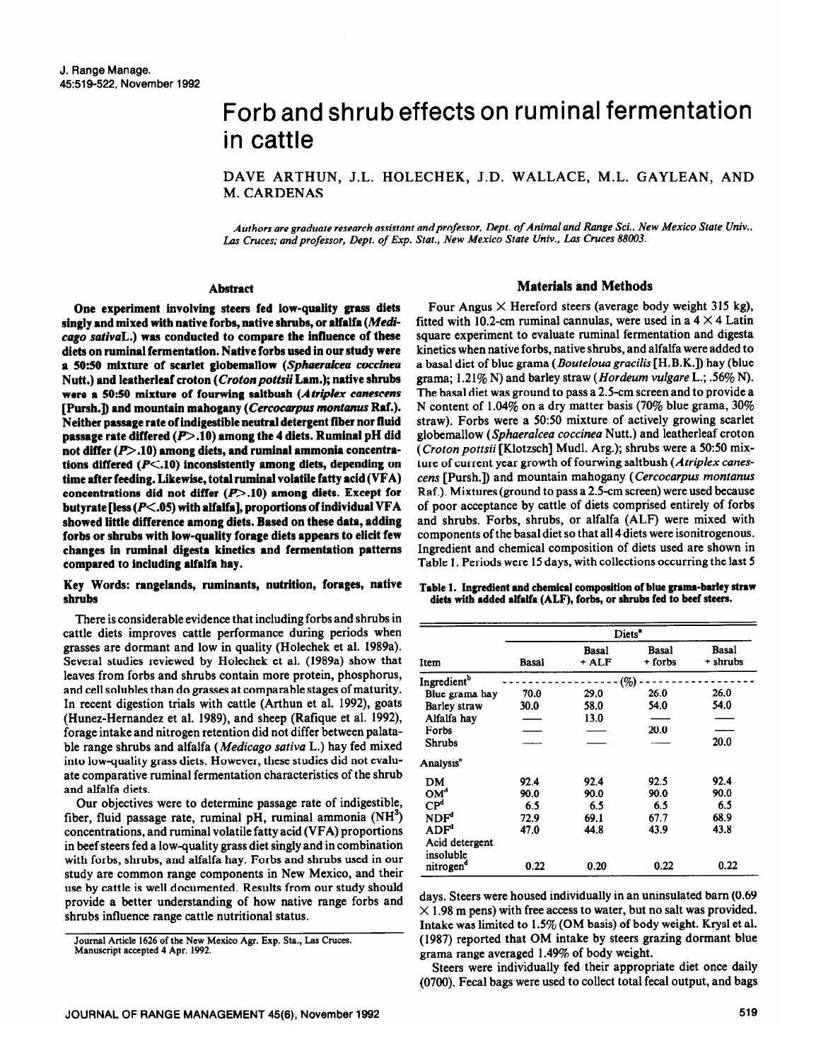# Forb and shrub effects on ruminal fermentation in cattle

DAVE ARTHUN, J.L. HOLECHEK, J.D. WALLACE, M.L. GAYLEAN, AND M. CARDENAS

*Authors are graduate research assistant and professor, Dept. of Animal and Range Sci., New Mexico State Univ., Las Cruces; and professor, Dept. of Exp. Stat., New Mexico State Univ., Las Cruces 88003.*

## Abstract

**One experiment involving steers fed low-quality grass diets singly and mixed with native forbs, native shrubs, or alfalfa (*Medicago sativa*L.) was conducted to compare the influence of these diets on ruminal fermentation. Native forbs used in our study were a 50:50 mixture of scarlet globemallow (*Sphaeralcea coccinea* Nutt.) and leatherleaf croton (*Croton pottsii* Lam.); native shrubs were a 50:50 mixture of fourwing saltbush (*Atriplex canescens* [Pursh.]) and mountain mahogany (*Cercocarpus montanus* Raf.). Neither passage rate of indigestible neutral detergent fiber nor fluid passage rate differed ($P>.10$) among the 4 diets. Ruminal pH did not differ ($P>.10$) among diets, and ruminal ammonia concentrations differed ($P<.10$) inconsistently among diets, depending on time after feeding. Likewise, total ruminal volatile fatty acid (VFA) concentrations did not differ ($P>.10$) among diets. Except for butyrate [less ($P<.05$) with alfalfa], proportions of individual VFA showed little difference among diets. Based on these data, adding forbs or shrubs with low-quality forage diets appears to elicit few changes in ruminal digesta kinetics and fermentation patterns compared to including alfalfa hay.**

**Key Words: rangelands, ruminants, nutrition, forages, native shrubs**

There is considerable evidence that including forbs and shrubs in cattle diets improves cattle performance during periods when grasses are dormant and low in quality (Holechek et al. 1989a). Several studies reviewed by Holechek et al. (1989a) show that leaves from forbs and shrubs contain more protein, phosphorus, and cell solubles than do grasses at comparable stages of maturity. In recent digestion trials with cattle (Arthun et al. 1992), goats (Hunez-Hernandez et al. 1989), and sheep (Rafique et al. 1992), forage intake and nitrogen retention did not differ between palatable range shrubs and alfalfa (*Medicago sativa* L.) hay fed mixed into low-quality grass diets. However, these studies did not evaluate comparative ruminal fermentation characteristics of the shrub and alfalfa diets.

Our objectives were to determine passage rate of indigestible, fiber, fluid passage rate, ruminal pH, ruminal ammonia ($NH^3$) concentrations, and ruminal volatile fatty acid (VFA) proportions in beef steers fed a low-quality grass diet singly and in combination with forbs, shrubs, and alfalfa hay. Forbs and shrubs used in our study are common range components in New Mexico, and their use by cattle is well documented. Results from our study should provide a better understanding of how native range forbs and shrubs influence range cattle nutritional status.

Journal Article 1626 of the New Mexico Agr. Exp. Sta., Las Cruces. Manuscript accepted 4 Apr. 1992.

## Materials and Methods

Four Angus × Hereford steers (average body weight 315 kg), fitted with 10.2-cm ruminal cannulas, were used in a 4 × 4 Latin square experiment to evaluate ruminal fermentation and digesta kinetics when native forbs, native shrubs, and alfalfa were added to a basal diet of blue grama (*Bouteloua gracilis* [H.B.K.]) hay (blue grama; 1.21% N) and barley straw (*Hordeum vulgare* L.; .56% N). The basal diet was ground to pass a 2.5-cm screen and to provide a N content of 1.04% on a dry matter basis (70% blue grama, 30% straw). Forbs were a 50:50 mixture of actively growing scarlet globemallow (*Sphaeralcea coccinea* Nutt.) and leatherleaf croton (*Croton pottsii* [Klotzsch] Mudl. Arg.); shrubs were a 50:50 mixture of current year growth of fourwing saltbush (*Atriplex canescens* [Pursh.]) and mountain mahogany (*Cercocarpus montanus* Raf.). Mixtures (ground to pass a 2.5-cm screen) were used because of poor acceptance by cattle of diets comprised entirely of forbs and shrubs. Forbs, shrubs, or alfalfa (ALF) were mixed with components of the basal diet so that all 4 diets were isonitrogenous. Ingredient and chemical composition of diets used are shown in Table 1. Periods were 15 days, with collections occurring the last 5 days. Steers were housed individually in an uninsulated barn (0.69 × 1.98 m pens) with free access to water, but no salt was provided. Intake was limited to 1.5% (OM basis) of body weight. Krysl et al. (1987) reported that OM intake by steers grazing dormant blue grama range averaged 1.49% of body weight.

**Table 1. Ingredient and chemical composition of blue grama-barley straw diets with added alfalfa (ALF), forbs, or shrubs fed to beef steers.**

| Item | Diets[a] | | | |
|---|---|---|---|---|
| | Basal | Basal + ALF | Basal + forbs | Basal + shrubs |
| Ingredient[b] | (%) | | | |
| Blue grama hay | 70.0 | 29.0 | 26.0 | 26.0 |
| Barley straw | 30.0 | 58.0 | 54.0 | 54.0 |
| Alfalfa hay | — | 13.0 | — | — |
| Forbs | — | — | 20.0 | — |
| Shrubs | — | — | — | 20.0 |
| Analysis[c] | | | | |
| DM | 92.4 | 92.4 | 92.5 | 92.4 |
| OM[d] | 90.0 | 90.0 | 90.0 | 90.0 |
| CP[d] | 6.5 | 6.5 | 6.5 | 6.5 |
| NDF[d] | 72.9 | 69.1 | 67.7 | 68.9 |
| ADF[d] | 47.0 | 44.8 | 43.9 | 43.8 |
| Acid detergent insoluble nitrogen[d] | 0.22 | 0.20 | 0.22 | 0.22 |

Steers were individually fed their appropriate diet once daily (0700). Fecal bags were used to collect total fecal output, and bags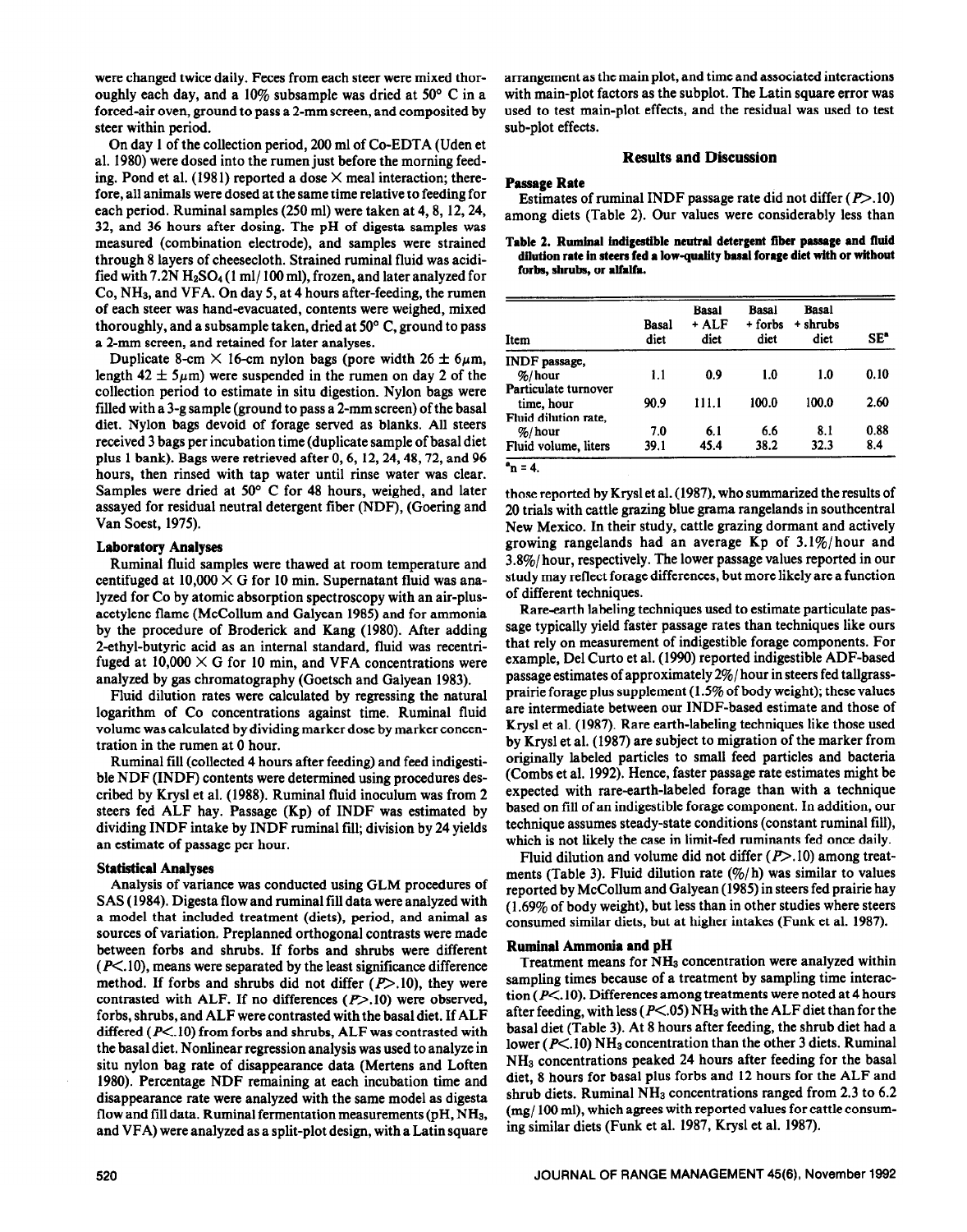were changed twice daily. Feces from each steer were mixed thoroughly each day, and a 10% subsample was dried at 50° C in a forced-air oven, ground to pass a 2-mm screen, and composited by steer within period.

On day 1 of the collection period, 200 ml of Co-EDTA (Uden et al. 1980) were dosed into the rumen just before the morning feeding. Pond et al. (1981) reported a dose × meal interaction; therefore, all animals were dosed at the same time relative to feeding for each period. Ruminal samples (250 ml) were taken at 4, 8, 12, 24, 32, and 36 hours after dosing. The pH of digesta samples was measured (combination electrode), and samples were strained through 8 layers of cheesecloth. Strained ruminal fluid was acidified with 7.2N $H_2SO_4$ (1 ml/100 ml), frozen, and later analyzed for Co, $NH_3$, and VFA. On day 5, at 4 hours after-feeding, the rumen of each steer was hand-evacuated, contents were weighed, mixed thoroughly, and a subsample taken, dried at 50° C, ground to pass a 2-mm screen, and retained for later analyses.

Duplicate 8-cm × 16-cm nylon bags (pore width 26 ± 6$\mu$m, length 42 ± 5$\mu$m) were suspended in the rumen on day 2 of the collection period to estimate in situ digestion. Nylon bags were filled with a 3-g sample (ground to pass a 2-mm screen) of the basal diet. Nylon bags devoid of forage served as blanks. All steers received 3 bags per incubation time (duplicate sample of basal diet plus 1 bank). Bags were retrieved after 0, 6, 12, 24, 48, 72, and 96 hours, then rinsed with tap water until rinse water was clear. Samples were dried at 50° C for 48 hours, weighed, and later assayed for residual neutral detergent fiber (NDF), (Goering and Van Soest, 1975).

### Laboratory Analyses

Ruminal fluid samples were thawed at room temperature and centifuged at 10,000 × G for 10 min. Supernatant fluid was analyzed for Co by atomic absorption spectroscopy with an air-plus-acetylene flame (McCollum and Galyean 1985) and for ammonia by the procedure of Broderick and Kang (1980). After adding 2-ethyl-butyric acid as an internal standard, fluid was recentrifuged at 10,000 × G for 10 min, and VFA concentrations were analyzed by gas chromatography (Goetsch and Galyean 1983).

Fluid dilution rates were calculated by regressing the natural logarithm of Co concentrations against time. Ruminal fluid volume was calculated by dividing marker dose by marker concentration in the rumen at 0 hour.

Ruminal fill (collected 4 hours after feeding) and feed indigestible NDF (INDF) contents were determined using procedures described by Krysl et al. (1988). Ruminal fluid inoculum was from 2 steers fed ALF hay. Passage (Kp) of INDF was estimated by dividing INDF intake by INDF ruminal fill; division by 24 yields an estimate of passage per hour.

### Statistical Analyses

Analysis of variance was conducted using GLM procedures of SAS (1984). Digesta flow and ruminal fill data were analyzed with a model that included treatment (diets), period, and animal as sources of variation. Preplanned orthogonal contrasts were made between forbs and shrubs. If forbs and shrubs were different ($P<.10$), means were separated by the least significance difference method. If forbs and shrubs did not differ ($P>.10$), they were contrasted with ALF. If no differences ($P>.10$) were observed, forbs, shrubs, and ALF were contrasted with the basal diet. If ALF differed ($P<.10$) from forbs and shrubs, ALF was contrasted with the basal diet. Nonlinear regression analysis was used to analyze in situ nylon bag rate of disappearance data (Mertens and Loften 1980). Percentage NDF remaining at each incubation time and disappearance rate were analyzed with the same model as digesta flow and fill data. Ruminal fermentation measurements (pH, $NH_3$, and VFA) were analyzed as a split-plot design, with a Latin square arrangement as the main plot, and time and associated interactions with main-plot factors as the subplot. The Latin square error was used to test main-plot effects, and the residual was used to test sub-plot effects.

## Results and Discussion

### Passage Rate

Estimates of ruminal INDF passage rate did not differ ($P>.10$) among diets (Table 2). Our values were considerably less than

**Table 2. Ruminal indigestible neutral detergent fiber passage and fluid dilution rate in steers fed a low-quality basal forage diet with or without forbs, shrubs, or alfalfa.**

| Item | Basal diet | Basal + ALF diet | Basal + forbs diet | Basal + shrubs diet | SE[a] |
|---|---|---|---|---|---|
| INDF passage, %/hour | 1.1 | 0.9 | 1.0 | 1.0 | 0.10 |
| Particulate turnover time, hour | 90.9 | 111.1 | 100.0 | 100.0 | 2.60 |
| Fluid dilution rate, %/hour | 7.0 | 6.1 | 6.6 | 8.1 | 0.88 |
| Fluid volume, liters | 39.1 | 45.4 | 38.2 | 32.3 | 8.4 |

[a]n = 4.

those reported by Krysl et al. (1987), who summarized the results of 20 trials with cattle grazing blue grama rangelands in southcentral New Mexico. In their study, cattle grazing dormant and actively growing rangelands had an average Kp of 3.1%/hour and 3.8%/hour, respectively. The lower passage values reported in our study may reflect forage differences, but more likely are a function of different techniques.

Rare-earth labeling techniques used to estimate particulate passage typically yield faster passage rates than techniques like ours that rely on measurement of indigestible forage components. For example, Del Curto et al. (1990) reported indigestible ADF-based passage estimates of approximately 2%/hour in steers fed tallgrass-prairie forage plus supplement (1.5% of body weight); these values are intermediate between our INDF-based estimate and those of Krysl et al. (1987). Rare earth-labeling techniques like those used by Krysl et al. (1987) are subject to migration of the marker from originally labeled particles to small feed particles and bacteria (Combs et al. 1992). Hence, faster passage rate estimates might be expected with rare-earth-labeled forage than with a technique based on fill of an indigestible forage component. In addition, our technique assumes steady-state conditions (constant ruminal fill), which is not likely the case in limit-fed ruminants fed once daily.

Fluid dilution and volume did not differ ($P>.10$) among treatments (Table 3). Fluid dilution rate (%/h) was similar to values reported by McCollum and Galyean (1985) in steers fed prairie hay (1.69% of body weight), but less than in other studies where steers consumed similar diets, but at higher intakes (Funk et al. 1987).

### Ruminal Ammonia and pH

Treatment means for $NH_3$ concentration were analyzed within sampling times because of a treatment by sampling time interaction ($P<.10$). Differences among treatments were noted at 4 hours after feeding, with less ($P<.05$) $NH_3$ with the ALF diet than for the basal diet (Table 3). At 8 hours after feeding, the shrub diet had a lower ($P<.10$) $NH_3$ concentration than the other 3 diets. Ruminal $NH_3$ concentrations peaked 24 hours after feeding for the basal diet, 8 hours for basal plus forbs and 12 hours for the ALF and shrub diets. Ruminal $NH_3$ concentrations ranged from 2.3 to 6.2 (mg/100 ml), which agrees with reported values for cattle consuming similar diets (Funk et al. 1987, Krysl et al. 1987).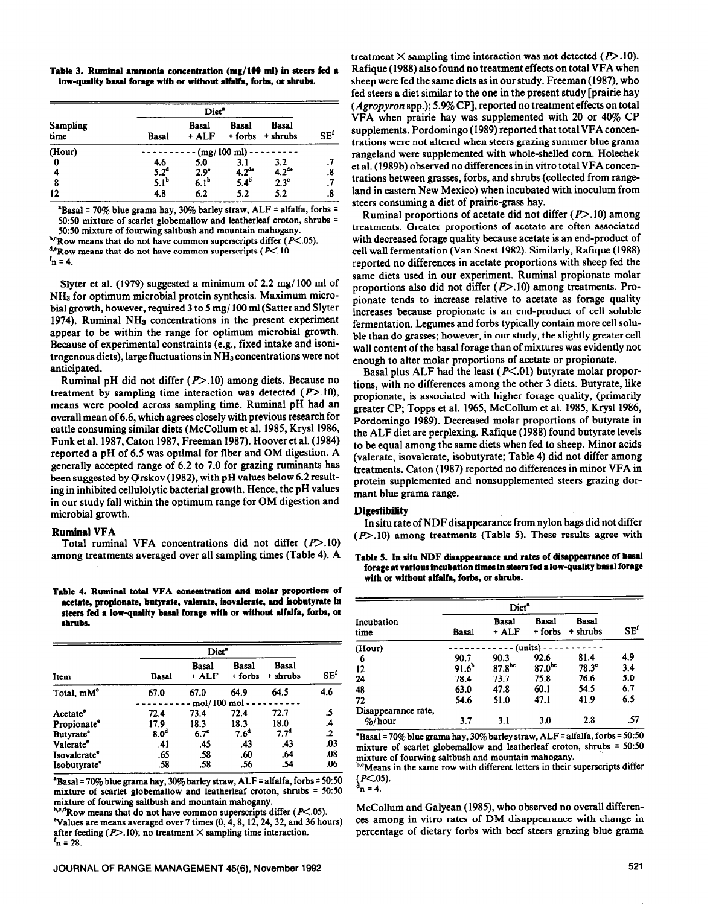**Table 3. Ruminal ammonia concentration (mg/100 ml) in steers fed a low-quality basal forage with or without alfalfa, forbs, or shrubs.**

| Sampling time | Diet[a] | | | | SE[f] |
|---|---|---|---|---|---|
| | Basal | Basal + ALF | Basal + forbs | Basal + shrubs | |
| (Hour) | (mg/100 ml) | | | | |
| 0 | 4.6 | 5.0 | 3.1 | 3.2 | .7 |
| 4 | 5.2[d] | 2.9[e] | 4.2[de] | 4.2[de] | .8 |
| 8 | 5.1[b] | 6.1[b] | 5.4[b] | 2.3[c] | .7 |
| 12 | 4.8 | 6.2 | 5.2 | 5.2 | .8 |

[a]Basal = 70% blue grama hay, 30% barley straw, ALF = alfalfa, forbs = 50:50 mixture of scarlet globemallow and leatherleaf croton, shrubs = 50:50 mixture of fourwing saltbush and mountain mahogany.
[b,c]Row means that do not have common superscripts differ ($P<.05$).
[d,e]Row means that do not have common superscripts ($P<.10$.
[f]n = 4.

Slyter et al. (1979) suggested a minimum of 2.2 mg/100 ml of $NH_3$ for optimum microbial protein synthesis. Maximum microbial growth, however, required 3 to 5 mg/100 ml (Satter and Slyter 1974). Ruminal $NH_3$ concentrations in the present experiment appear to be within the range for optimum microbial growth. Because of experimental constraints (e.g., fixed intake and isonitrogenous diets), large fluctuations in $NH_3$ concentrations were not anticipated.

Ruminal pH did not differ ($P>.10$) among diets. Because no treatment by sampling time interaction was detected ($P>.10$), means were pooled across sampling time. Ruminal pH had an overall mean of 6.6, which agrees closely with previous research for cattle consuming similar diets (McCollum et al. 1985, Krysl 1986, Funk et al. 1987, Caton 1987, Freeman 1987). Hoover et al. (1984) reported a pH of 6.5 was optimal for fiber and OM digestion. A generally accepted range of 6.2 to 7.0 for grazing ruminants has been suggested by Ørskov (1982), with pH values below 6.2 resulting in inhibited cellulolytic bacterial growth. Hence, the pH values in our study fall within the optimum range for OM digestion and microbial growth.

## Ruminal VFA

Total ruminal VFA concentrations did not differ ($P>.10$) among treatments averaged over all sampling times (Table 4). A treatment × sampling time interaction was not detected ($P>.10$). Rafique (1988) also found no treatment effects on total VFA when sheep were fed the same diets as in our study. Freeman (1987), who fed steers a diet similar to the one in the present study [prairie hay (*Agropyron* spp.); 5.9% CP], reported no treatment effects on total VFA when prairie hay was supplemented with 20 or 40% CP supplements. Pordomingo (1989) reported that total VFA concentrations were not altered when steers grazing summer blue grama rangeland were supplemented with whole-shelled corn. Holechek et al. (1989b) observed no differences in in vitro total VFA concentrations between grasses, forbs, and shrubs (collected from rangeland in eastern New Mexico) when incubated with inoculum from steers consuming a diet of prairie-grass hay.

Ruminal proportions of acetate did not differ ($P>.10$) among treatments. Greater proportions of acetate are often associated with decreased forage quality because acetate is an end-product of cell wall fermentation (Van Soest 1982). Similarly, Rafique (1988) reported no differences in acetate proportions with sheep fed the same diets used in our experiment. Ruminal propionate molar proportions also did not differ ($P>.10$) among treatments. Propionate tends to increase relative to acetate as forage quality increases because propionate is an end-product of cell soluble fermentation. Legumes and forbs typically contain more cell soluble than do grasses; however, in our study, the slightly greater cell wall content of the basal forage than of mixtures was evidently not enough to alter molar proportions of acetate or propionate.

Basal plus ALF had the least ($P<.01$) butyrate molar proportions, with no differences among the other 3 diets. Butyrate, like propionate, is associated with higher forage quality, (primarily greater CP; Topps et al. 1965, McCollum et al. 1985, Krysl 1986, Pordomingo 1989). Decreased molar proportions of butyrate in the ALF diet are perplexing. Rafique (1988) found butyrate levels to be equal among the same diets when fed to sheep. Minor acids (valerate, isovalerate, isobutyrate; Table 4) did not differ among treatments. Caton (1987) reported no differences in minor VFA in protein supplemented and nonsupplemented steers grazing dormant blue grama range.

**Table 4. Ruminal total VFA concentration and molar proportions of acetate, propionate, butyrate, valerate, isovalerate, and isobutyrate in steers fed a low-quality basal forage with or without alfalfa, forbs, or shrubs.**

| Item | Diet[a] | | | | SE[f] |
|---|---|---|---|---|---|
| | Basal | Basal + ALF | Basal + forbs | Basal + shrubs | |
| Total, mM[e] | 67.0 | 67.0 | 64.9 | 64.5 | 4.6 |
| | mol/100 mol | | | | |
| Acetate[e] | 72.4 | 73.4 | 72.4 | 72.7 | .5 |
| Propionate[e] | 17.9 | 18.3 | 18.3 | 18.0 | .4 |
| Butyrate[e] | 8.0[d] | 6.7[c] | 7.6[d] | 7.7[d] | .2 |
| Valerate[e] | .41 | .45 | .43 | .43 | .03 |
| Isovalerate[e] | .65 | .58 | .60 | .64 | .08 |
| Isobutyrate[e] | .58 | .58 | .56 | .54 | .06 |

[a]Basal = 70% blue grama hay, 30% barley straw, ALF = alfalfa, forbs = 50:50 mixture of scarlet globemallow and leatherleaf croton, shrubs = 50:50 mixture of fourwing saltbush and mountain mahogany.
[b,c,d]Row means that do not have common superscripts differ ($P<.05$).
[e]Values are means averaged over 7 times (0, 4, 8, 12, 24, 32, and 36 hours) after feeding ($P>.10$); no treatment × sampling time interaction.
[f]n = 28.

## Digestibility

In situ rate of NDF disappearance from nylon bags did not differ ($P>.10$) among treatments (Table 5). These results agree with McCollum and Galyean (1985), who observed no overall differences among in vitro rates of DM disappearance with change in percentage of dietary forbs with beef steers grazing blue grama

**Table 5. In situ NDF disappearance and rates of disappearance of basal forage at various incubation times in steers fed a low-quality basal forage with or without alfalfa, forbs, or shrubs.**

| Incubation time | Diet[a] | | | | SE[f] |
|---|---|---|---|---|---|
| | Basal | Basal + ALF | Basal + forbs | Basal + shrubs | |
| (Hour) | (units) | | | | |
| 6 | 90.7 | 90.3 | 92.6 | 81.4 | 4.9 |
| 12 | 91.6[b] | 87.8[bc] | 87.0[bc] | 78.3[c] | 3.4 |
| 24 | 78.4 | 73.7 | 75.8 | 76.6 | 5.0 |
| 48 | 63.0 | 47.8 | 60.1 | 54.5 | 6.7 |
| 72 | 54.6 | 51.0 | 47.1 | 41.9 | 6.5 |
| Disappearance rate, %/hour | 3.7 | 3.1 | 3.0 | 2.8 | .57 |

[a]Basal = 70% blue grama hay, 30% barley straw, ALF = alfalfa, forbs = 50:50 mixture of scarlet globemallow and leatherleaf croton, shrubs = 50:50 mixture of fourwing saltbush and mountain mahogany.
[b,c]Means in the same row with different letters in their superscripts differ ($P<.05$).
[d]n = 4.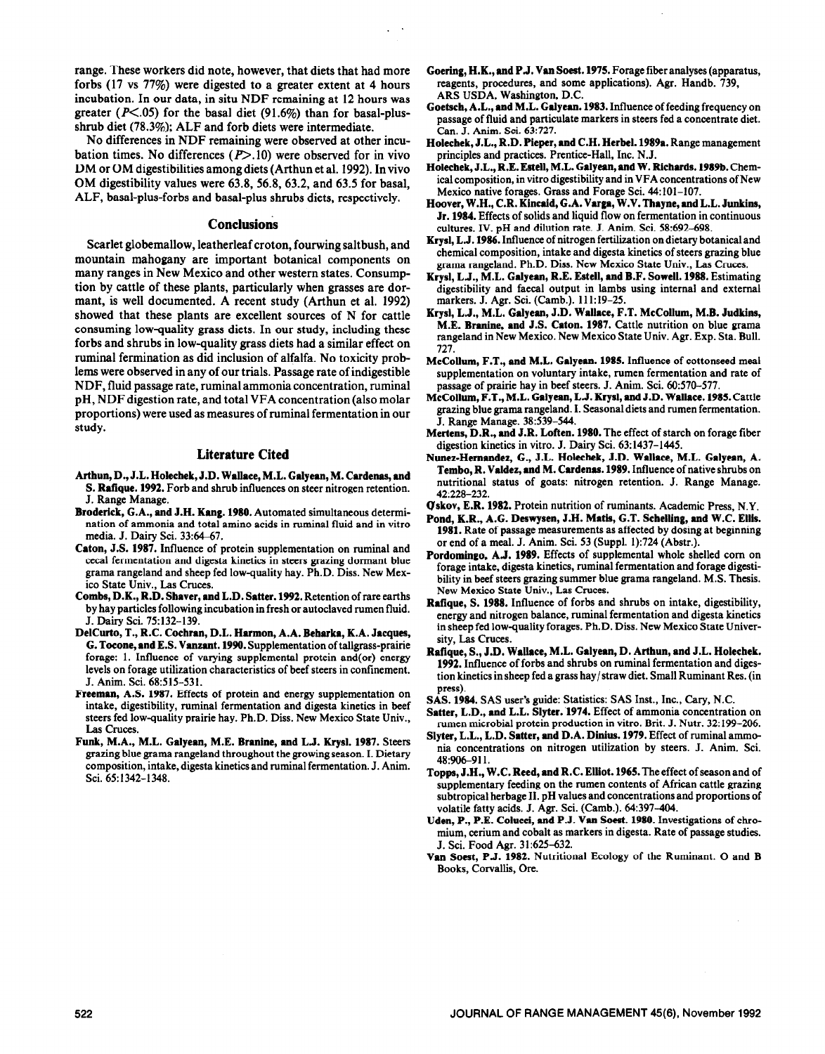range. These workers did note, however, that diets that had more forbs (17 vs 77%) were digested to a greater extent at 4 hours incubation. In our data, in situ NDF remaining at 12 hours was greater ($P<.05$) for the basal diet (91.6%) than for basal-plus-shrub diet (78.3%); ALF and forb diets were intermediate.

No differences in NDF remaining were observed at other incubation times. No differences ($P>.10$) were observed for in vivo DM or OM digestibilities among diets (Arthun et al. 1992). In vivo OM digestibility values were 63.8, 56.8, 63.2, and 63.5 for basal, ALF, basal-plus-forbs and basal-plus shrubs diets, respectively.

## Conclusions

Scarlet globemallow, leatherleaf croton, fourwing saltbush, and mountain mahogany are important botanical components on many ranges in New Mexico and other western states. Consumption by cattle of these plants, particularly when grasses are dormant, is well documented. A recent study (Arthun et al. 1992) showed that these plants are excellent sources of N for cattle consuming low-quality grass diets. In our study, including these forbs and shrubs in low-quality grass diets had a similar effect on ruminal fermination as did inclusion of alfalfa. No toxicity problems were observed in any of our trials. Passage rate of indigestible NDF, fluid passage rate, ruminal ammonia concentration, ruminal pH, NDF digestion rate, and total VFA concentration (also molar proportions) were used as measures of ruminal fermentation in our study.

## Literature Cited

**Arthun, D., J.L. Holechek, J.D. Wallace, M.L. Galyean, M. Cardenas, and S. Rafique. 1992.** Forb and shrub influences on steer nitrogen retention. J. Range Manage.

**Broderick, G.A., and J.H. Kang. 1980.** Automated simultaneous determination of ammonia and total amino acids in ruminal fluid and in vitro media. J. Dairy Sci. 33:64–67.

**Caton, J.S. 1987.** Influence of protein supplementation on ruminal and cecal fermentation and digesta kinetics in steers grazing dormant blue grama rangeland and sheep fed low-quality hay. Ph.D. Diss. New Mexico State Univ., Las Cruces.

**Combs, D.K., R.D. Shaver, and L.D. Satter. 1992.** Retention of rare earths by hay particles following incubation in fresh or autoclaved rumen fluid. J. Dairy Sci. 75:132–139.

**DelCurto, T., R.C. Cochran, D.L. Harmon, A.A. Beharka, K.A. Jacques, G. Tocone, and E.S. Vanzant. 1990.** Supplementation of tallgrass-prairie forage: 1. Influence of varying supplemental protein and(or) energy levels on forage utilization characteristics of beef steers in confinement. J. Anim. Sci. 68:515–531.

**Freeman, A.S. 1987.** Effects of protein and energy supplementation on intake, digestibility, ruminal fermentation and digesta kinetics in beef steers fed low-quality prairie hay. Ph.D. Diss. New Mexico State Univ., Las Cruces.

**Funk, M.A., M.L. Galyean, M.E. Branine, and L.J. Krysl. 1987.** Steers grazing blue grama rangeland throughout the growing season. I. Dietary composition, intake, digesta kinetics and ruminal fermentation. J. Anim. Sci. 65:1342–1348.

**Goering, H.K., and P.J. Van Soest. 1975.** Forage fiber analyses (apparatus, reagents, procedures, and some applications). Agr. Handb. 739, ARS USDA. Washington, D.C.

**Goetsch, A.L., and M.L. Galyean. 1983.** Influence of feeding frequency on passage of fluid and particulate markers in steers fed a concentrate diet. Can. J. Anim. Sci. 63:727.

**Holechek, J.L., R.D. Pieper, and C.H. Herbel. 1989a.** Range management principles and practices. Prentice-Hall, Inc. N.J.

**Holechek, J.L., R.E. Estell, M.L. Galyean, and W. Richards. 1989b.** Chemical composition, in vitro digestibility and in VFA concentrations of New Mexico native forages. Grass and Forage Sci. 44:101–107.

**Hoover, W.H., C.R. Kincaid, G.A. Varga, W.V. Thayne, and L.L. Junkins, Jr. 1984.** Effects of solids and liquid flow on fermentation in continuous cultures. IV. pH and dilution rate. J. Anim. Sci. 58:692–698.

**Krysl, L.J. 1986.** Influence of nitrogen fertilization on dietary botanical and chemical composition, intake and digesta kinetics of steers grazing blue grama rangeland. Ph.D. Diss. New Mexico State Univ., Las Cruces.

**Krysl, L.J., M.L. Galyean, R.E. Estell, and B.F. Sowell. 1988.** Estimating digestibility and faecal output in lambs using internal and external markers. J. Agr. Sci. (Camb.). 111:19–25.

**Krysl, L.J., M.L. Galyean, J.D. Wallace, F.T. McCollum, M.B. Judkins, M.E. Branine, and J.S. Caton. 1987.** Cattle nutrition on blue grama rangeland in New Mexico. New Mexico State Univ. Agr. Exp. Sta. Bull. 727.

**McCollum, F.T., and M.L. Galyean. 1985.** Influence of cottonseed meal supplementation on voluntary intake, rumen fermentation and rate of passage of prairie hay in beef steers. J. Anim. Sci. 60:570–577.

**McCollum, F.T., M.L. Galyean, L.J. Krysl, and J.D. Wallace. 1985.** Cattle grazing blue grama rangeland. I. Seasonal diets and rumen fermentation. J. Range Manage. 38:539–544.

**Mertens, D.R., and J.R. Loften. 1980.** The effect of starch on forage fiber digestion kinetics in vitro. J. Dairy Sci. 63:1437–1445.

**Nunez-Hernandez, G., J.L. Holechek, J.D. Wallace, M.L. Galyean, A. Tembo, R. Valdez, and M. Cardenas. 1989.** Influence of native shrubs on nutritional status of goats: nitrogen retention. J. Range Manage. 42:228–232.

**Ørskov, E.R. 1982.** Protein nutrition of ruminants. Academic Press, N.Y.

**Pond, K.R., A.G. Deswysen, J.H. Matis, G.T. Schelling, and W.C. Ellis. 1981.** Rate of passage measurements as affected by dosing at beginning or end of a meal. J. Anim. Sci. 53 (Suppl. 1):724 (Abstr.).

**Pordomingo, A.J. 1989.** Effects of supplemental whole shelled corn on forage intake, digesta kinetics, ruminal fermentation and forage digestibility in beef steers grazing summer blue grama rangeland. M.S. Thesis. New Mexico State Univ., Las Cruces.

**Rafique, S. 1988.** Influence of forbs and shrubs on intake, digestibility, energy and nitrogen balance, ruminal fermentation and digesta kinetics in sheep fed low-quality forages. Ph.D. Diss. New Mexico State University, Las Cruces.

**Rafique, S., J.D. Wallace, M.L. Galyean, D. Arthun, and J.L. Holechek. 1992.** Influence of forbs and shrubs on ruminal fermentation and digestion kinetics in sheep fed a grass hay/straw diet. Small Ruminant Res. (in press).

**SAS. 1984.** SAS user's guide: Statistics: SAS Inst., Inc., Cary, N.C.

**Satter, L.D., and L.L. Slyter. 1974.** Effect of ammonia concentration on rumen microbial protein production in vitro. Brit. J. Nutr. 32:199–206.

**Slyter, L.L., L.D. Satter, and D.A. Dinius. 1979.** Effect of ruminal ammonia concentrations on nitrogen utilization by steers. J. Anim. Sci. 48:906–911.

**Topps, J.H., W.C. Reed, and R.C. Elliot. 1965.** The effect of season and of supplementary feeding on the rumen contents of African cattle grazing subtropical herbage II. pH values and concentrations and proportions of volatile fatty acids. J. Agr. Sci. (Camb.). 64:397–404.

**Uden, P., P.E. Colucci, and P.J. Van Soest. 1980.** Investigations of chromium, cerium and cobalt as markers in digesta. Rate of passage studies. J. Sci. Food Agr. 31:625–632.

**Van Soest, P.J. 1982.** Nutritional Ecology of the Ruminant. O and B Books, Corvallis, Ore.